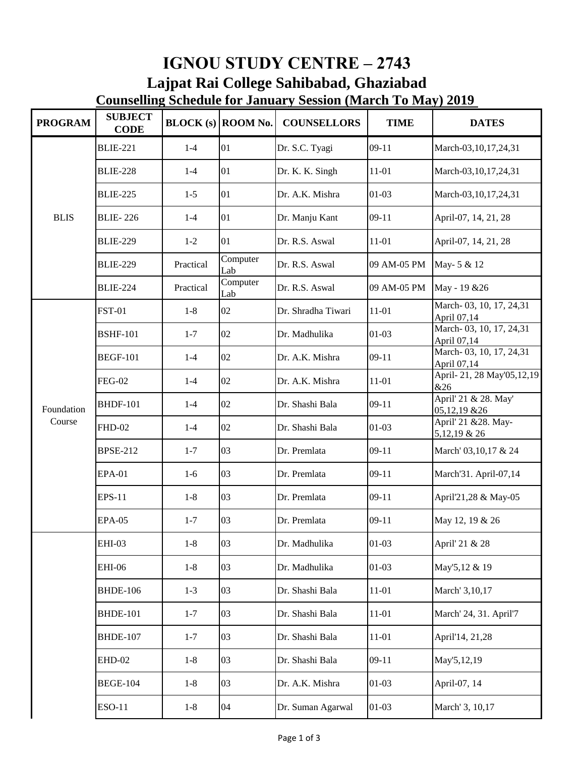# IGNOU STUDY CENTRE – 2743

## Lajpat Rai College Sahibabad, Ghaziabad

### Counselling Schedule for January Session (March To May) 2019

| PROGRAM | SUBJECT CODE | BLOCK (s) | ROOM No. | COUNSELLORS | TIME | DATES |
|---|---|---|---|---|---|---|
| BLIS | BLIE-221 | 1-4 | 01 | Dr. S.C. Tyagi | 09-11 | March-03,10,17,24,31 |
| | BLIE-228 | 1-4 | 01 | Dr. K. K. Singh | 11-01 | March-03,10,17,24,31 |
| | BLIE-225 | 1-5 | 01 | Dr. A.K. Mishra | 01-03 | March-03,10,17,24,31 |
| | BLIE- 226 | 1-4 | 01 | Dr. Manju Kant | 09-11 | April-07, 14, 21, 28 |
| | BLIE-229 | 1-2 | 01 | Dr. R.S. Aswal | 11-01 | April-07, 14, 21, 28 |
| | BLIE-229 | Practical | Computer Lab | Dr. R.S. Aswal | 09 AM-05 PM | May- 5 & 12 |
| | BLIE-224 | Practical | Computer Lab | Dr. R.S. Aswal | 09 AM-05 PM | May - 19 &26 |
| Foundation Course | FST-01 | 1-8 | 02 | Dr. Shradha Tiwari | 11-01 | March- 03, 10, 17, 24,31 April 07,14 |
| | BSHF-101 | 1-7 | 02 | Dr. Madhulika | 01-03 | March- 03, 10, 17, 24,31 April 07,14 |
| | BEGF-101 | 1-4 | 02 | Dr. A.K. Mishra | 09-11 | March- 03, 10, 17, 24,31 April 07,14 |
| | FEG-02 | 1-4 | 02 | Dr. A.K. Mishra | 11-01 | April- 21, 28 May'05,12,19 &26 |
| | BHDF-101 | 1-4 | 02 | Dr. Shashi Bala | 09-11 | April' 21 & 28. May' 05,12,19 &26 |
| | FHD-02 | 1-4 | 02 | Dr. Shashi Bala | 01-03 | April' 21 &28. May- 5,12,19 & 26 |
| | BPSE-212 | 1-7 | 03 | Dr. Premlata | 09-11 | March' 03,10,17 & 24 |
| | EPA-01 | 1-6 | 03 | Dr. Premlata | 09-11 | March'31. April-07,14 |
| | EPS-11 | 1-8 | 03 | Dr. Premlata | 09-11 | April'21,28 & May-05 |
| | EPA-05 | 1-7 | 03 | Dr. Premlata | 09-11 | May 12, 19 & 26 |
| | EHI-03 | 1-8 | 03 | Dr. Madhulika | 01-03 | April' 21 & 28 |
| | EHI-06 | 1-8 | 03 | Dr. Madhulika | 01-03 | May'5,12 & 19 |
| | BHDE-106 | 1-3 | 03 | Dr. Shashi Bala | 11-01 | March' 3,10,17 |
| | BHDE-101 | 1-7 | 03 | Dr. Shashi Bala | 11-01 | March' 24, 31. April'7 |
| | BHDE-107 | 1-7 | 03 | Dr. Shashi Bala | 11-01 | April'14, 21,28 |
| | EHD-02 | 1-8 | 03 | Dr. Shashi Bala | 09-11 | May'5,12,19 |
| | BEGE-104 | 1-8 | 03 | Dr. A.K. Mishra | 01-03 | April-07, 14 |
| | ESO-11 | 1-8 | 04 | Dr. Suman Agarwal | 01-03 | March' 3, 10,17 |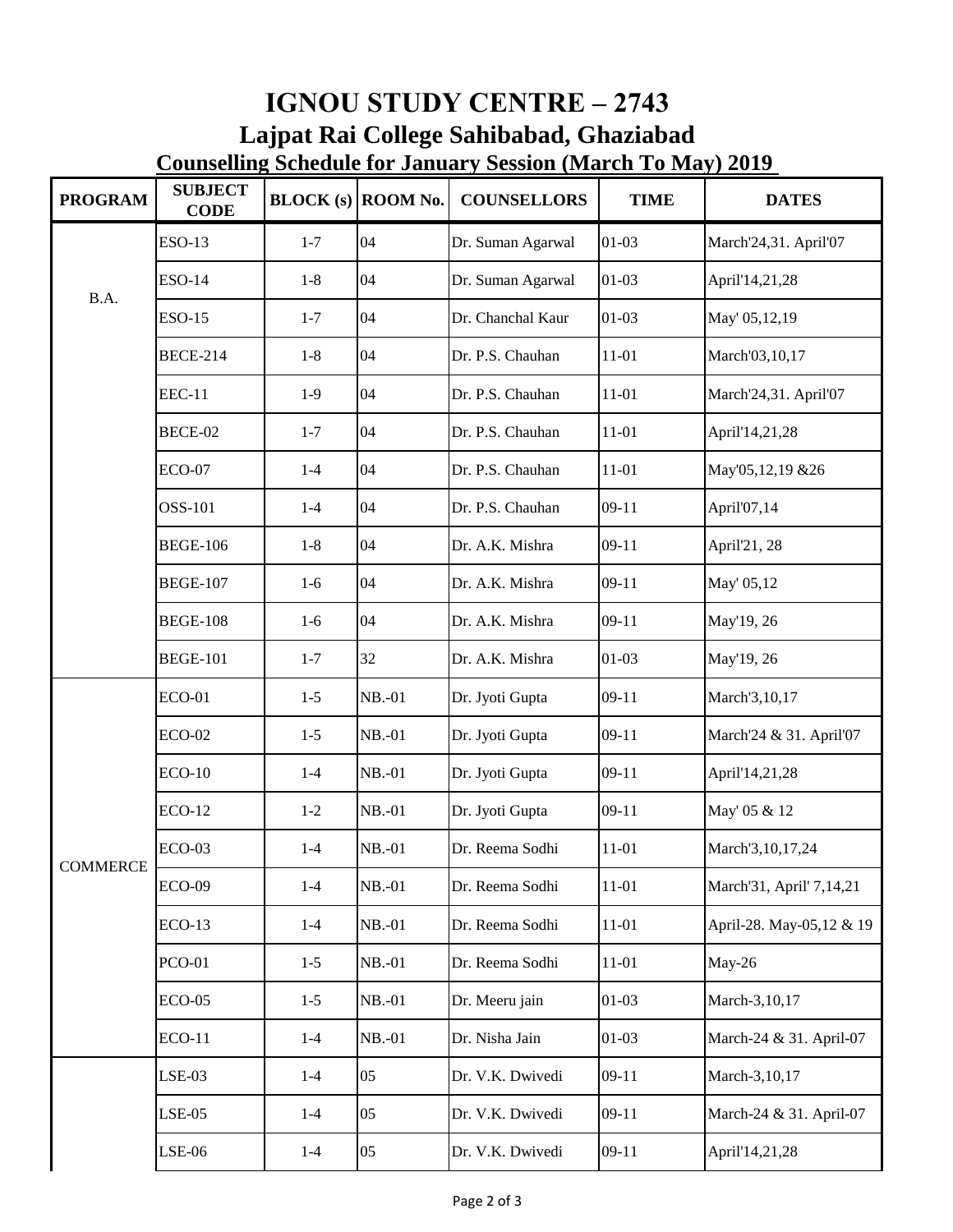# IGNOU STUDY CENTRE – 2743

## Lajpat Rai College Sahibabad, Ghaziabad

### Counselling Schedule for January Session (March To May) 2019

| PROGRAM | SUBJECT CODE | BLOCK (s) | ROOM No. | COUNSELLORS | TIME | DATES |
|---|---|---|---|---|---|---|
| B.A. | ESO-13 | 1-7 | 04 | Dr. Suman Agarwal | 01-03 | March'24,31. April'07 |
| | ESO-14 | 1-8 | 04 | Dr. Suman Agarwal | 01-03 | April'14,21,28 |
| | ESO-15 | 1-7 | 04 | Dr. Chanchal Kaur | 01-03 | May' 05,12,19 |
| | BECE-214 | 1-8 | 04 | Dr. P.S. Chauhan | 11-01 | March'03,10,17 |
| | EEC-11 | 1-9 | 04 | Dr. P.S. Chauhan | 11-01 | March'24,31. April'07 |
| | BECE-02 | 1-7 | 04 | Dr. P.S. Chauhan | 11-01 | April'14,21,28 |
| | ECO-07 | 1-4 | 04 | Dr. P.S. Chauhan | 11-01 | May'05,12,19 &26 |
| | OSS-101 | 1-4 | 04 | Dr. P.S. Chauhan | 09-11 | April'07,14 |
| | BEGE-106 | 1-8 | 04 | Dr. A.K. Mishra | 09-11 | April'21, 28 |
| | BEGE-107 | 1-6 | 04 | Dr. A.K. Mishra | 09-11 | May' 05,12 |
| | BEGE-108 | 1-6 | 04 | Dr. A.K. Mishra | 09-11 | May'19, 26 |
| | BEGE-101 | 1-7 | 32 | Dr. A.K. Mishra | 01-03 | May'19, 26 |
| COMMERCE | ECO-01 | 1-5 | NB.-01 | Dr. Jyoti Gupta | 09-11 | March'3,10,17 |
| | ECO-02 | 1-5 | NB.-01 | Dr. Jyoti Gupta | 09-11 | March'24 & 31. April'07 |
| | ECO-10 | 1-4 | NB.-01 | Dr. Jyoti Gupta | 09-11 | April'14,21,28 |
| | ECO-12 | 1-2 | NB.-01 | Dr. Jyoti Gupta | 09-11 | May' 05 & 12 |
| | ECO-03 | 1-4 | NB.-01 | Dr. Reema Sodhi | 11-01 | March'3,10,17,24 |
| | ECO-09 | 1-4 | NB.-01 | Dr. Reema Sodhi | 11-01 | March'31, April' 7,14,21 |
| | ECO-13 | 1-4 | NB.-01 | Dr. Reema Sodhi | 11-01 | April-28. May-05,12 & 19 |
| | PCO-01 | 1-5 | NB.-01 | Dr. Reema Sodhi | 11-01 | May-26 |
| | ECO-05 | 1-5 | NB.-01 | Dr. Meeru jain | 01-03 | March-3,10,17 |
| | ECO-11 | 1-4 | NB.-01 | Dr. Nisha Jain | 01-03 | March-24 & 31. April-07 |
| | LSE-03 | 1-4 | 05 | Dr. V.K. Dwivedi | 09-11 | March-3,10,17 |
| | LSE-05 | 1-4 | 05 | Dr. V.K. Dwivedi | 09-11 | March-24 & 31. April-07 |
| | LSE-06 | 1-4 | 05 | Dr. V.K. Dwivedi | 09-11 | April'14,21,28 |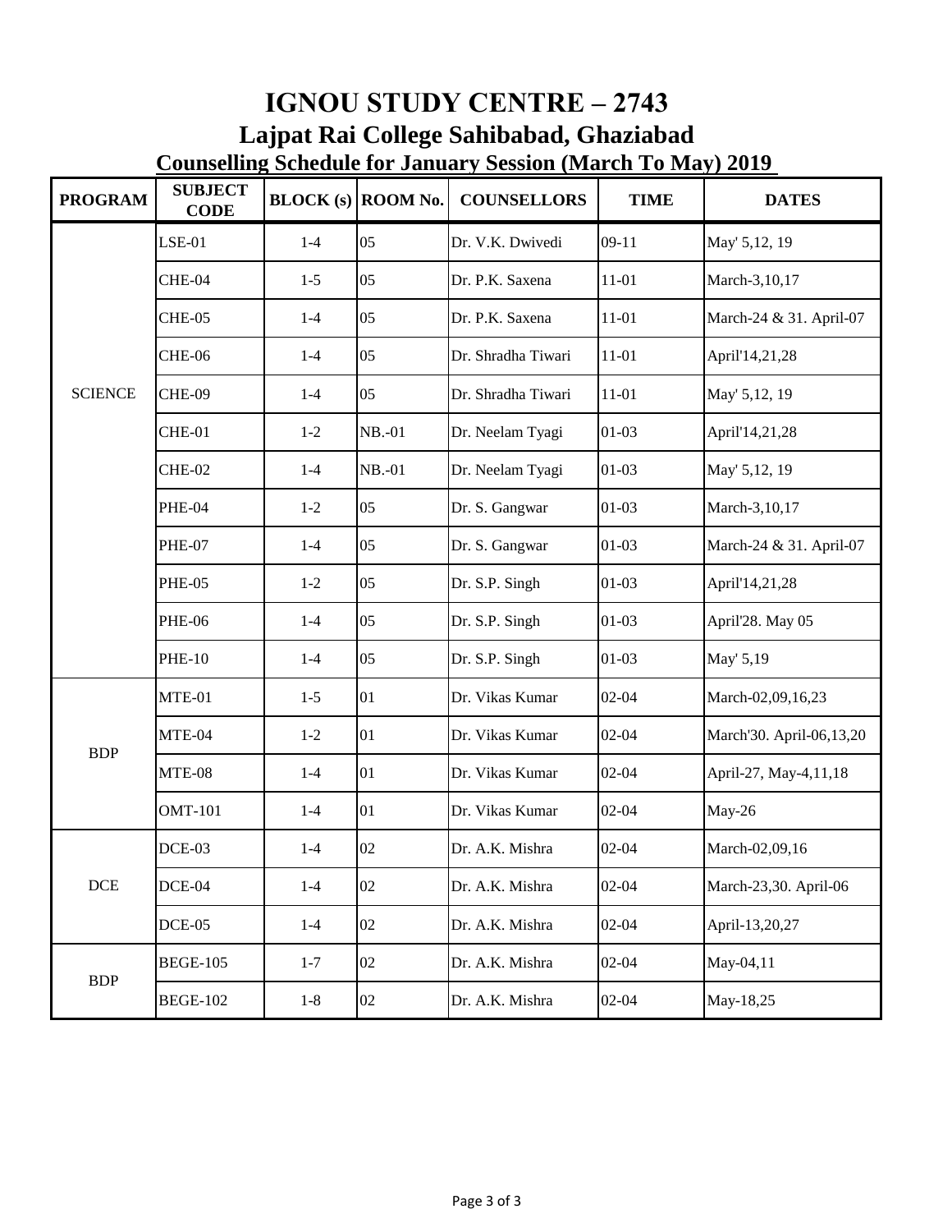# IGNOU STUDY CENTRE – 2743

## Lajpat Rai College Sahibabad, Ghaziabad

### Counselling Schedule for January Session (March To May) 2019

| PROGRAM | SUBJECT CODE | BLOCK (s) | ROOM No. | COUNSELLORS | TIME | DATES |
|---|---|---|---|---|---|---|
| SCIENCE | LSE-01 | 1-4 | 05 | Dr. V.K. Dwivedi | 09-11 | May' 5,12, 19 |
| | CHE-04 | 1-5 | 05 | Dr. P.K. Saxena | 11-01 | March-3,10,17 |
| | CHE-05 | 1-4 | 05 | Dr. P.K. Saxena | 11-01 | March-24 & 31. April-07 |
| | CHE-06 | 1-4 | 05 | Dr. Shradha Tiwari | 11-01 | April'14,21,28 |
| | CHE-09 | 1-4 | 05 | Dr. Shradha Tiwari | 11-01 | May' 5,12, 19 |
| | CHE-01 | 1-2 | NB.-01 | Dr. Neelam Tyagi | 01-03 | April'14,21,28 |
| | CHE-02 | 1-4 | NB.-01 | Dr. Neelam Tyagi | 01-03 | May' 5,12, 19 |
| | PHE-04 | 1-2 | 05 | Dr. S. Gangwar | 01-03 | March-3,10,17 |
| | PHE-07 | 1-4 | 05 | Dr. S. Gangwar | 01-03 | March-24 & 31. April-07 |
| | PHE-05 | 1-2 | 05 | Dr. S.P. Singh | 01-03 | April'14,21,28 |
| | PHE-06 | 1-4 | 05 | Dr. S.P. Singh | 01-03 | April'28. May 05 |
| | PHE-10 | 1-4 | 05 | Dr. S.P. Singh | 01-03 | May' 5,19 |
| BDP | MTE-01 | 1-5 | 01 | Dr. Vikas Kumar | 02-04 | March-02,09,16,23 |
| | MTE-04 | 1-2 | 01 | Dr. Vikas Kumar | 02-04 | March'30. April-06,13,20 |
| | MTE-08 | 1-4 | 01 | Dr. Vikas Kumar | 02-04 | April-27, May-4,11,18 |
| | OMT-101 | 1-4 | 01 | Dr. Vikas Kumar | 02-04 | May-26 |
| DCE | DCE-03 | 1-4 | 02 | Dr. A.K. Mishra | 02-04 | March-02,09,16 |
| | DCE-04 | 1-4 | 02 | Dr. A.K. Mishra | 02-04 | March-23,30. April-06 |
| | DCE-05 | 1-4 | 02 | Dr. A.K. Mishra | 02-04 | April-13,20,27 |
| BDP | BEGE-105 | 1-7 | 02 | Dr. A.K. Mishra | 02-04 | May-04,11 |
| | BEGE-102 | 1-8 | 02 | Dr. A.K. Mishra | 02-04 | May-18,25 |